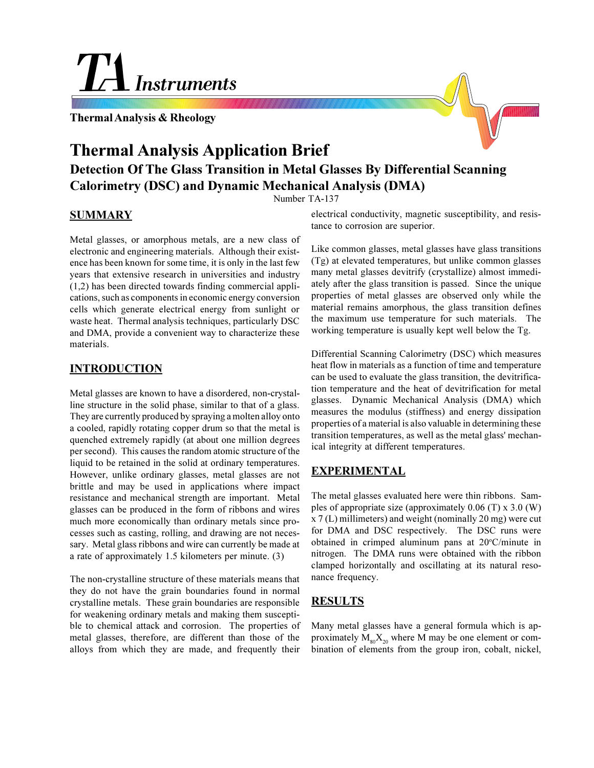# TA Instruments

**Thermal Analysis & Rheology**

# Thermal Analysis Application Brief

## Detection Of The Glass Transition in Metal Glasses By Differential Scanning Calorimetry (DSC) and Dynamic Mechanical Analysis (DMA)

Number TA-137

## SUMMARY

Metal glasses, or amorphous metals, are a new class of electronic and engineering materials. Although their existence has been known for some time, it is only in the last few years that extensive research in universities and industry (1,2) has been directed towards finding commercial applications, such as components in economic energy conversion cells which generate electrical energy from sunlight or waste heat. Thermal analysis techniques, particularly DSC and DMA, provide a convenient way to characterize these materials.

## INTRODUCTION

Metal glasses are known to have a disordered, non-crystalline structure in the solid phase, similar to that of a glass. They are currently produced by spraying a molten alloy onto a cooled, rapidly rotating copper drum so that the metal is quenched extremely rapidly (at about one million degrees per second). This causes the random atomic structure of the liquid to be retained in the solid at ordinary temperatures. However, unlike ordinary glasses, metal glasses are not brittle and may be used in applications where impact resistance and mechanical strength are important. Metal glasses can be produced in the form of ribbons and wires much more economically than ordinary metals since processes such as casting, rolling, and drawing are not necessary. Metal glass ribbons and wire can currently be made at a rate of approximately 1.5 kilometers per minute. (3)

The non-crystalline structure of these materials means that they do not have the grain boundaries found in normal crystalline metals. These grain boundaries are responsible for weakening ordinary metals and making them susceptible to chemical attack and corrosion. The properties of metal glasses, therefore, are different than those of the alloys from which they are made, and frequently their electrical conductivity, magnetic susceptibility, and resistance to corrosion are superior.

Like common glasses, metal glasses have glass transitions (Tg) at elevated temperatures, but unlike common glasses many metal glasses devitrify (crystallize) almost immediately after the glass transition is passed. Since the unique properties of metal glasses are observed only while the material remains amorphous, the glass transition defines the maximum use temperature for such materials. The working temperature is usually kept well below the Tg.

Differential Scanning Calorimetry (DSC) which measures heat flow in materials as a function of time and temperature can be used to evaluate the glass transition, the devitrification temperature and the heat of devitrification for metal glasses. Dynamic Mechanical Analysis (DMA) which measures the modulus (stiffness) and energy dissipation properties of a material is also valuable in determining these transition temperatures, as well as the metal glass' mechanical integrity at different temperatures.

## EXPERIMENTAL

The metal glasses evaluated here were thin ribbons. Samples of appropriate size (approximately 0.06 (T) x 3.0 (W) x 7 (L) millimeters) and weight (nominally 20 mg) were cut for DMA and DSC respectively. The DSC runs were obtained in crimped aluminum pans at 20°C/minute in nitrogen. The DMA runs were obtained with the ribbon clamped horizontally and oscillating at its natural resonance frequency.

## RESULTS

Many metal glasses have a general formula which is approximately $M_{80}X_{20}$ where M may be one element or combination of elements from the group iron, cobalt, nickel,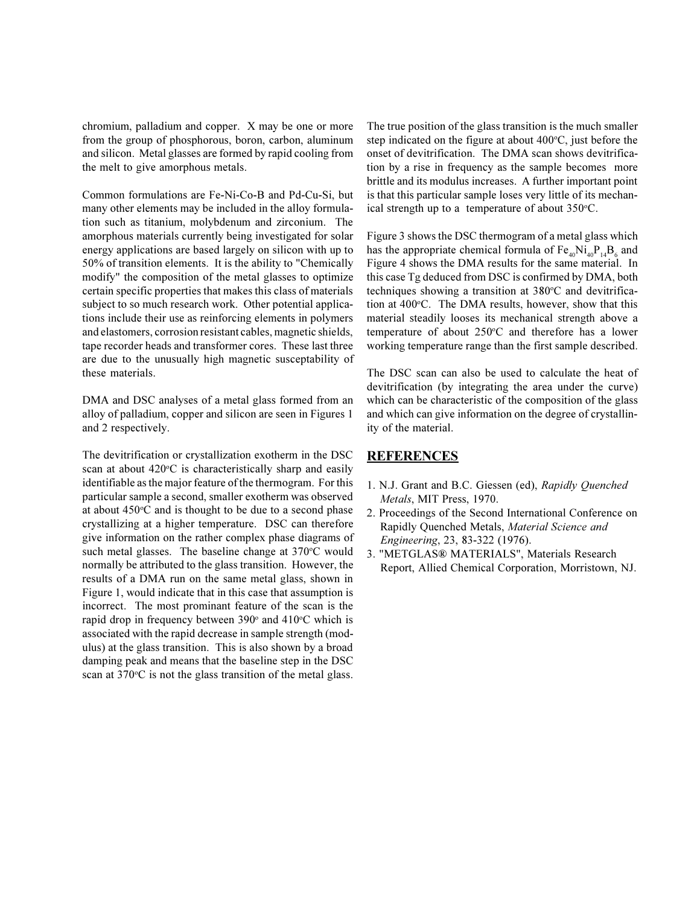chromium, palladium and copper. X may be one or more from the group of phosphorous, boron, carbon, aluminum and silicon. Metal glasses are formed by rapid cooling from the melt to give amorphous metals.

Common formulations are Fe-Ni-Co-B and Pd-Cu-Si, but many other elements may be included in the alloy formulation such as titanium, molybdenum and zirconium. The amorphous materials currently being investigated for solar energy applications are based largely on silicon with up to 50% of transition elements. It is the ability to "Chemically modify" the composition of the metal glasses to optimize certain specific properties that makes this class of materials subject to so much research work. Other potential applications include their use as reinforcing elements in polymers and elastomers, corrosion resistant cables, magnetic shields, tape recorder heads and transformer cores. These last three are due to the unusually high magnetic susceptability of these materials.

DMA and DSC analyses of a metal glass formed from an alloy of palladium, copper and silicon are seen in Figures 1 and 2 respectively.

The devitrification or crystallization exotherm in the DSC scan at about 420°C is characteristically sharp and easily identifiable as the major feature of the thermogram. For this particular sample a second, smaller exotherm was observed at about 450°C and is thought to be due to a second phase crystallizing at a higher temperature. DSC can therefore give information on the rather complex phase diagrams of such metal glasses. The baseline change at 370°C would normally be attributed to the glass transition. However, the results of a DMA run on the same metal glass, shown in Figure 1, would indicate that in this case that assumption is incorrect. The most prominant feature of the scan is the rapid drop in frequency between 390° and 410°C which is associated with the rapid decrease in sample strength (modulus) at the glass transition. This is also shown by a broad damping peak and means that the baseline step in the DSC scan at 370°C is not the glass transition of the metal glass. The true position of the glass transition is the much smaller step indicated on the figure at about 400°C, just before the onset of devitrification. The DMA scan shows devitrification by a rise in frequency as the sample becomes more brittle and its modulus increases. A further important point is that this particular sample loses very little of its mechanical strength up to a temperature of about 350°C.

Figure 3 shows the DSC thermogram of a metal glass which has the appropriate chemical formula of $Fe_{40}Ni_{40}P_{14}B_{6}$ and Figure 4 shows the DMA results for the same material. In this case Tg deduced from DSC is confirmed by DMA, both techniques showing a transition at 380°C and devitrification at 400°C. The DMA results, however, show that this material steadily looses its mechanical strength above a temperature of about 250°C and therefore has a lower working temperature range than the first sample described.

The DSC scan can also be used to calculate the heat of devitrification (by integrating the area under the curve) which can be characteristic of the composition of the glass and which can give information on the degree of crystallinity of the material.

## REFERENCES

1. N.J. Grant and B.C. Giessen (ed), *Rapidly Quenched Metals*, MIT Press, 1970.
2. Proceedings of the Second International Conference on Rapidly Quenched Metals, *Material Science and Engineering*, 23, 83-322 (1976).
3. "METGLAS® MATERIALS", Materials Research Report, Allied Chemical Corporation, Morristown, NJ.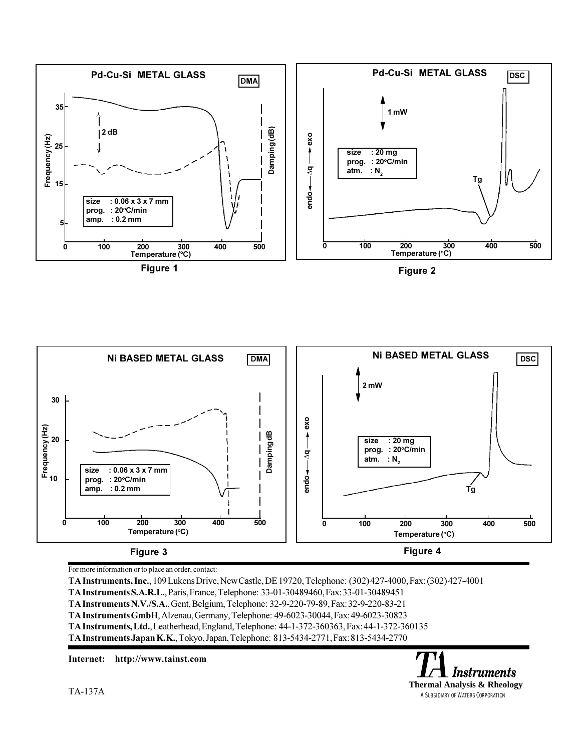Pd-Cu-Si METAL GLASS

DMA

Frequency (Hz)

Damping (dB)

35

25

15

5

2 dB

size : 0.06 x 3 x 7 mm
prog. : 20°C/min
amp. : 0.2 mm

0 100 200 300 400 500

Temperature (°C)

Figure 1

Pd-Cu-Si METAL GLASS

DSC

1 mW

endo ← Δq → exo

size : 20 mg
prog. : 20°C/min
atm. : $N_2$

Tg

0 100 200 300 400 500

Temperature (°C)

Figure 2

Ni BASED METAL GLASS

DMA

Frequency (Hz)

Damping dB

30

20

10

size : 0.06 x 3 x 7 mm
prog. : 20°C/min
amp. : 0.2 mm

0 100 200 300 400 500

Temperature (°C)

Figure 3

Ni BASED METAL GLASS

DSC

2 mW

endo ← Δq → exo

size : 20 mg
prog. : 20°C/min
atm. : $N_2$

Tg

0 100 200 300 400 500

Temperature (°C)

Figure 4

For more information or to place an order, contact:

**TA Instruments, Inc.**, 109 Lukens Drive, New Castle, DE 19720, Telephone: (302) 427-4000, Fax: (302) 427-4001
**TA Instruments S.A.R.L.**, Paris, France, Telephone: 33-01-30489460, Fax: 33-01-30489451
**TA Instruments N.V./S.A.**, Gent, Belgium, Telephone: 32-9-220-79-89, Fax: 32-9-220-83-21
**TA Instruments GmbH**, Alzenau, Germany, Telephone: 49-6023-30044, Fax: 49-6023-30823
**TA Instruments, Ltd.**, Leatherhead, England, Telephone: 44-1-372-360363, Fax: 44-1-372-360135
**TA Instruments Japan K.K.**, Tokyo, Japan, Telephone: 813-5434-2771, Fax: 813-5434-2770

**Internet: http://www.tainst.com**

TA Instruments
Thermal Analysis & Rheology
A SUBSIDIARY OF WATERS CORPORATION

TA-137A